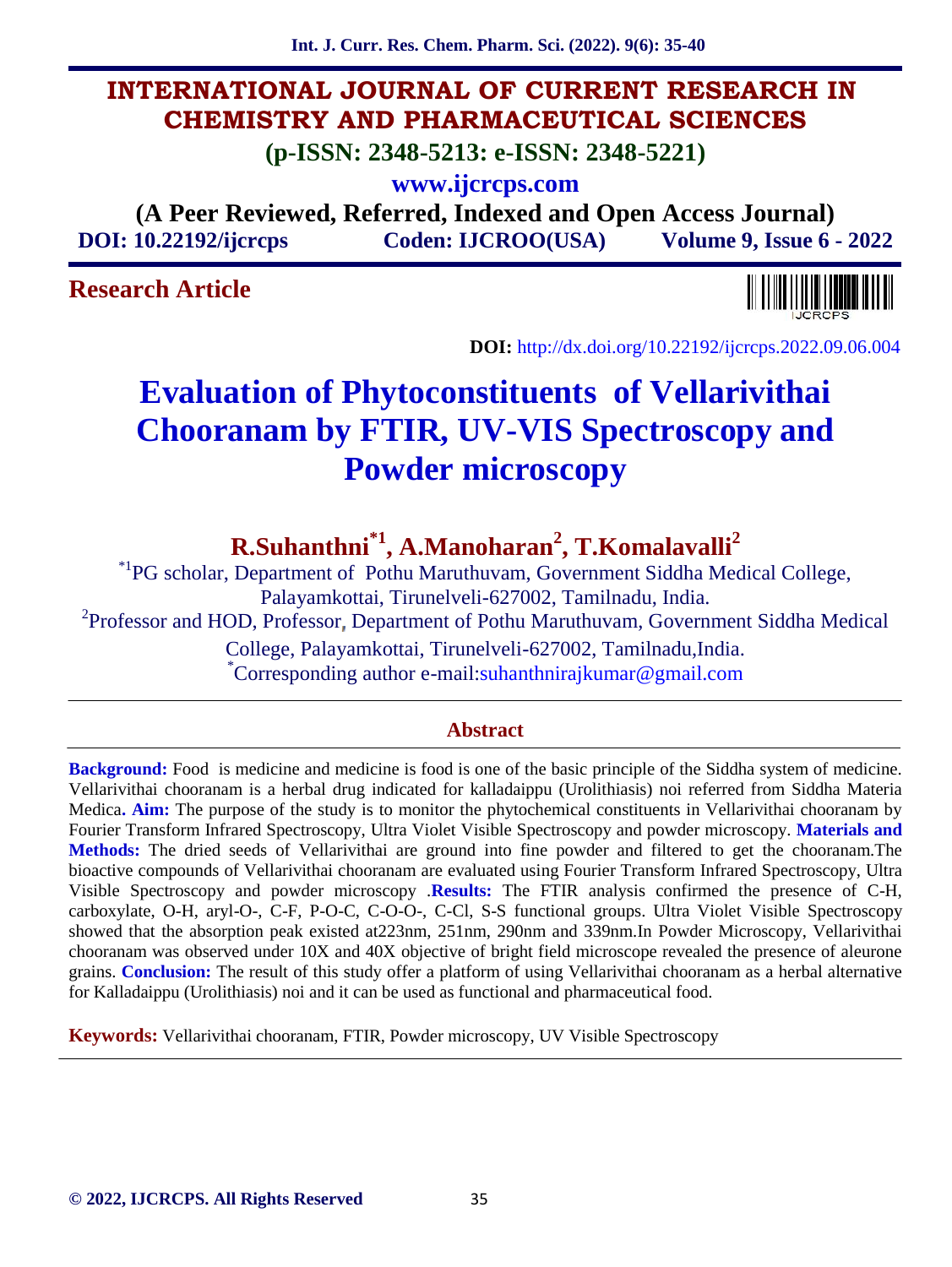# INTERNATIONAL JOURNAL OF CURRENT RESEARCH IN CHEMISTRY AND PHARMACEUTICAL SCIENCES

**(p-ISSN: 2348-5213: e-ISSN: 2348-5221)**

**www.ijcrcps.com**

**(A Peer Reviewed, Referred, Indexed and Open Access Journal)**

**DOI: 10.22192/ijcrcps** **Coden: IJCROO(USA)** **Volume 9, Issue 6 - 2022**

**Research Article**

**DOI:** http://dx.doi.org/10.22192/ijcrcps.2022.09.06.004

# Evaluation of Phytoconstituents of Vellarivithai Chooranam by FTIR, UV-VIS Spectroscopy and Powder microscopy

**R.Suhanthni[*1], A.Manoharan[2], T.Komalavalli[2]**

[*1]PG scholar, Department of Pothu Maruthuvam, Government Siddha Medical College, Palayamkottai, Tirunelveli-627002, Tamilnadu, India.

[2]Professor and HOD, Professor, Department of Pothu Maruthuvam, Government Siddha Medical College, Palayamkottai, Tirunelveli-627002, Tamilnadu,India.

[*]Corresponding author e-mail:suhanthnirajkumar@gmail.com

## Abstract

**Background:** Food is medicine and medicine is food is one of the basic principle of the Siddha system of medicine. Vellarivithai chooranam is a herbal drug indicated for kalladaippu (Urolithiasis) noi referred from Siddha Materia Medica. **Aim:** The purpose of the study is to monitor the phytochemical constituents in Vellarivithai chooranam by Fourier Transform Infrared Spectroscopy, Ultra Violet Visible Spectroscopy and powder microscopy. **Materials and Methods:** The dried seeds of Vellarivithai are ground into fine powder and filtered to get the chooranam.The bioactive compounds of Vellarivithai chooranam are evaluated using Fourier Transform Infrared Spectroscopy, Ultra Visible Spectroscopy and powder microscopy .**Results:** The FTIR analysis confirmed the presence of C-H, carboxylate, O-H, aryl-O-, C-F, P-O-C, C-O-O-, C-Cl, S-S functional groups. Ultra Violet Visible Spectroscopy showed that the absorption peak existed at223nm, 251nm, 290nm and 339nm.In Powder Microscopy, Vellarivithai chooranam was observed under 10X and 40X objective of bright field microscope revealed the presence of aleurone grains. **Conclusion:** The result of this study offer a platform of using Vellarivithai chooranam as a herbal alternative for Kalladaippu (Urolithiasis) noi and it can be used as functional and pharmaceutical food.

**Keywords:** Vellarivithai chooranam, FTIR, Powder microscopy, UV Visible Spectroscopy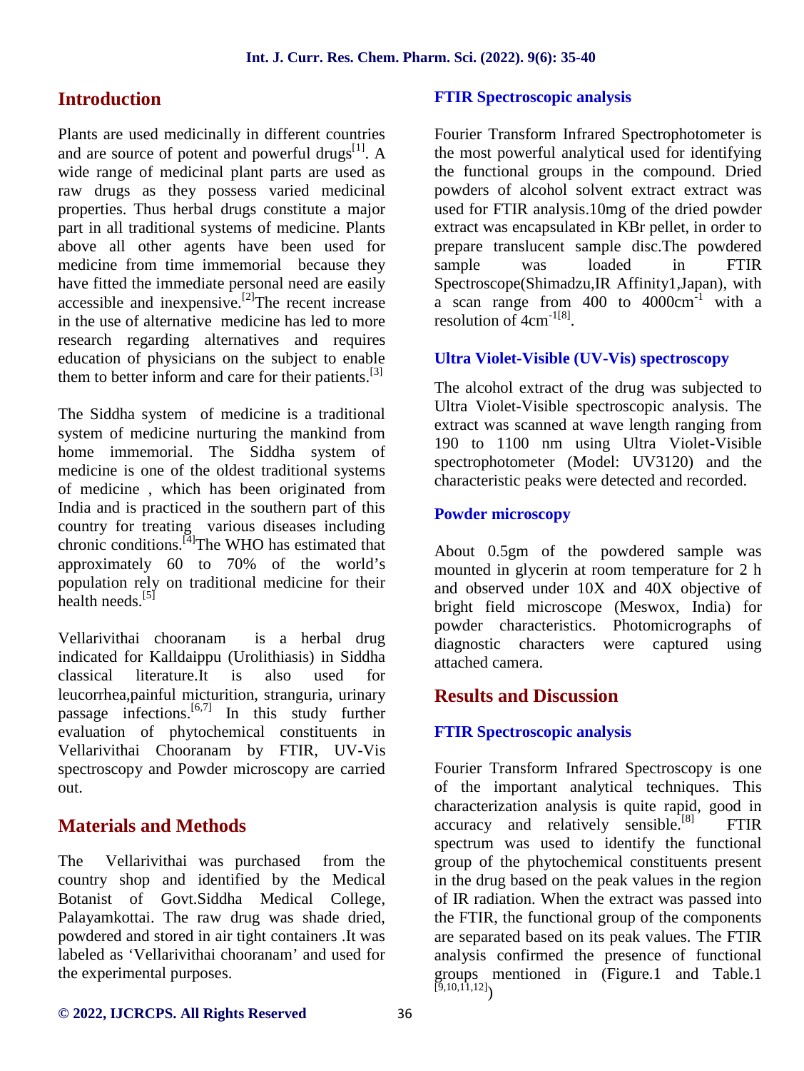## Introduction

Plants are used medicinally in different countries and are source of potent and powerful drugs[1]. A wide range of medicinal plant parts are used as raw drugs as they possess varied medicinal properties. Thus herbal drugs constitute a major part in all traditional systems of medicine. Plants above all other agents have been used for medicine from time immemorial because they have fitted the immediate personal need are easily accessible and inexpensive.[2]The recent increase in the use of alternative medicine has led to more research regarding alternatives and requires education of physicians on the subject to enable them to better inform and care for their patients.[3]

The Siddha system of medicine is a traditional system of medicine nurturing the mankind from home immemorial. The Siddha system of medicine is one of the oldest traditional systems of medicine , which has been originated from India and is practiced in the southern part of this country for treating various diseases including chronic conditions.[4]The WHO has estimated that approximately 60 to 70% of the world's population rely on traditional medicine for their health needs.[5]

Vellarivithai chooranam is a herbal drug indicated for Kalldaippu (Urolithiasis) in Siddha classical literature.It is also used for leucorrhea,painful micturition, stranguria, urinary passage infections.[6,7] In this study further evaluation of phytochemical constituents in Vellarivithai Chooranam by FTIR, UV-Vis spectroscopy and Powder microscopy are carried out.

## Materials and Methods

The Vellarivithai was purchased from the country shop and identified by the Medical Botanist of Govt.Siddha Medical College, Palayamkottai. The raw drug was shade dried, powdered and stored in air tight containers .It was labeled as 'Vellarivithai chooranam' and used for the experimental purposes.

### FTIR Spectroscopic analysis

Fourier Transform Infrared Spectrophotometer is the most powerful analytical used for identifying the functional groups in the compound. Dried powders of alcohol solvent extract extract was used for FTIR analysis.10mg of the dried powder extract was encapsulated in KBr pellet, in order to prepare translucent sample disc.The powdered sample was loaded in FTIR Spectroscope(Shimadzu,IR Affinity1,Japan), with a scan range from 400 to 4000cm$^{-1}$ with a resolution of 4cm$^{-1}$[8].

### Ultra Violet-Visible (UV-Vis) spectroscopy

The alcohol extract of the drug was subjected to Ultra Violet-Visible spectroscopic analysis. The extract was scanned at wave length ranging from 190 to 1100 nm using Ultra Violet-Visible spectrophotometer (Model: UV3120) and the characteristic peaks were detected and recorded.

### Powder microscopy

About 0.5gm of the powdered sample was mounted in glycerin at room temperature for 2 h and observed under 10X and 40X objective of bright field microscope (Meswox, India) for powder characteristics. Photomicrographs of diagnostic characters were captured using attached camera.

## Results and Discussion

### FTIR Spectroscopic analysis

Fourier Transform Infrared Spectroscopy is one of the important analytical techniques. This characterization analysis is quite rapid, good in accuracy and relatively sensible.[8] FTIR spectrum was used to identify the functional group of the phytochemical constituents present in the drug based on the peak values in the region of IR radiation. When the extract was passed into the FTIR, the functional group of the components are separated based on its peak values. The FTIR analysis confirmed the presence of functional groups mentioned in (Figure.1 and Table.1 [9,10,11,12])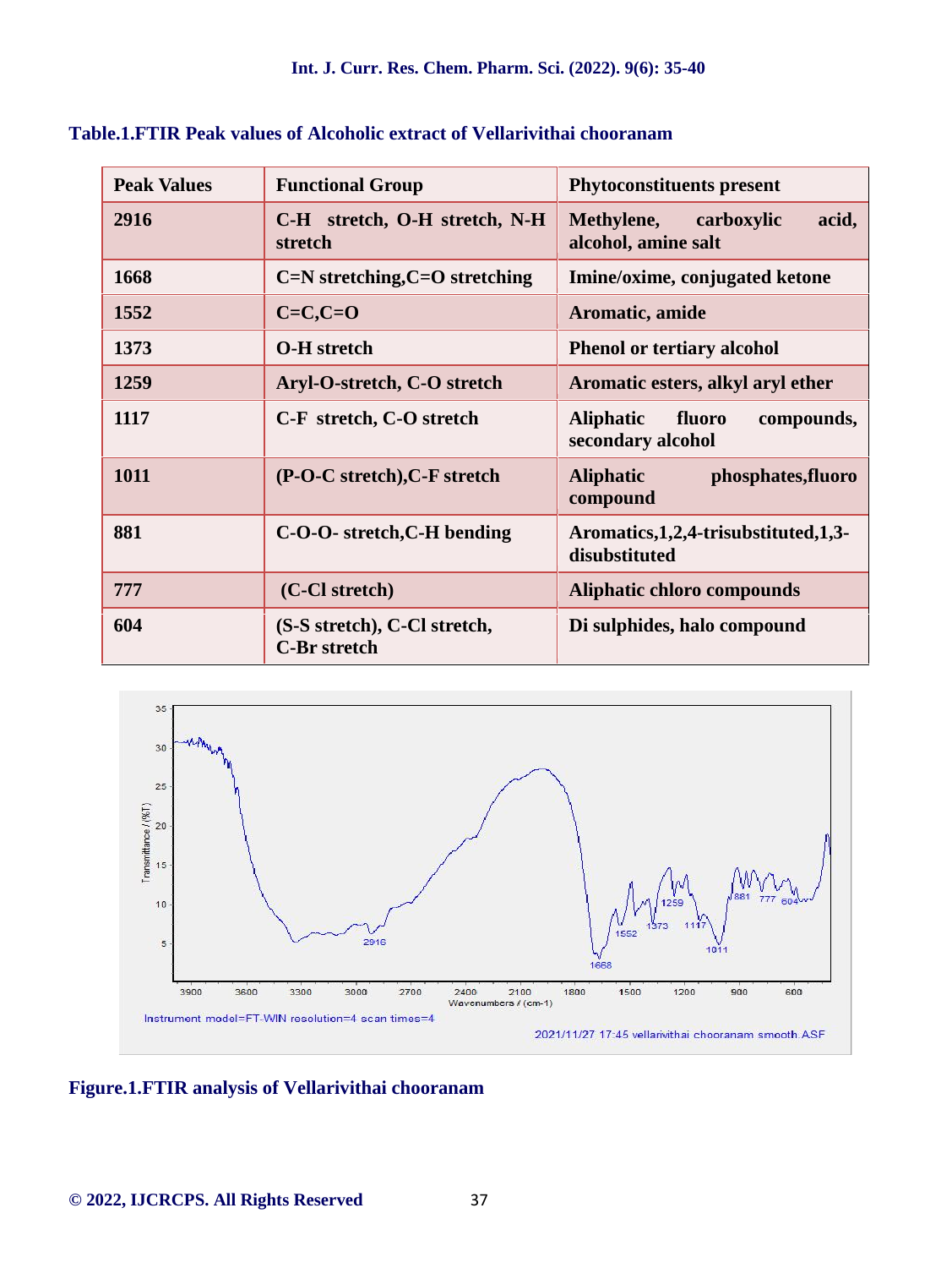**Table.1.FTIR Peak values of Alcoholic extract of Vellarivithai chooranam**

| Peak Values | Functional Group | Phytoconstituents present |
|---|---|---|
| 2916 | C-H stretch, O-H stretch, N-H stretch | Methylene, carboxylic acid, alcohol, amine salt |
| 1668 | C=N stretching,C=O stretching | Imine/oxime, conjugated ketone |
| 1552 | C=C,C=O | Aromatic, amide |
| 1373 | O-H stretch | Phenol or tertiary alcohol |
| 1259 | Aryl-O-stretch, C-O stretch | Aromatic esters, alkyl aryl ether |
| 1117 | C-F stretch, C-O stretch | Aliphatic fluoro compounds, secondary alcohol |
| 1011 | (P-O-C stretch),C-F stretch | Aliphatic phosphates,fluoro compound |
| 881 | C-O-O- stretch,C-H bending | Aromatics,1,2,4-trisubstituted,1,3-disubstituted |
| 777 | (C-Cl stretch) | Aliphatic chloro compounds |
| 604 | (S-S stretch), C-Cl stretch, C-Br stretch | Di sulphides, halo compound |

**Figure.1.FTIR analysis of Vellarivithai chooranam**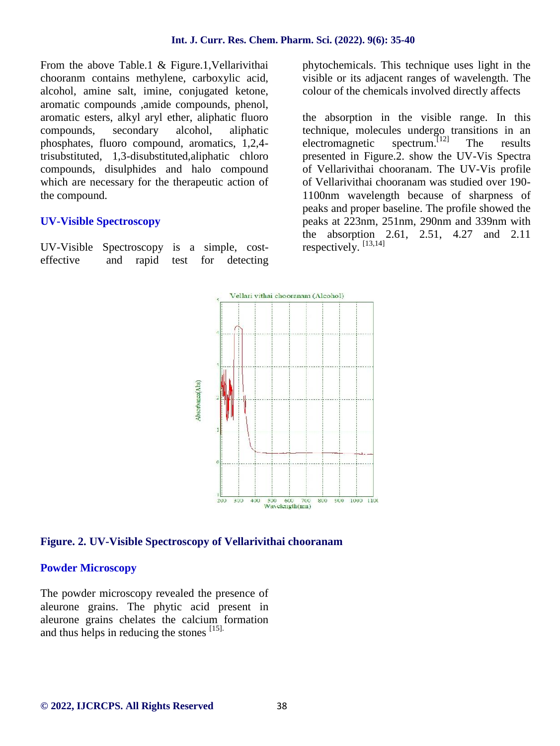From the above Table.1 & Figure.1,Vellarivithai chooranm contains methylene, carboxylic acid, alcohol, amine salt, imine, conjugated ketone, aromatic compounds ,amide compounds, phenol, aromatic esters, alkyl aryl ether, aliphatic fluoro compounds, secondary alcohol, aliphatic phosphates, fluoro compound, aromatics, 1,2,4-trisubstituted, 1,3-disubstituted,aliphatic chloro compounds, disulphides and halo compound which are necessary for the therapeutic action of the compound.

## UV-Visible Spectroscopy

UV-Visible Spectroscopy is a simple, cost-effective and rapid test for detecting phytochemicals. This technique uses light in the visible or its adjacent ranges of wavelength. The colour of the chemicals involved directly affects

the absorption in the visible range. In this technique, molecules undergo transitions in an electromagnetic spectrum.[12] The results presented in Figure.2. show the UV-Vis Spectra of Vellarivithai chooranam. The UV-Vis profile of Vellarivithai chooranam was studied over 190-1100nm wavelength because of sharpness of peaks and proper baseline. The profile showed the peaks at 223nm, 251nm, 290nm and 339nm with the absorption 2.61, 2.51, 4.27 and 2.11 respectively. [13,14]

**Figure. 2. UV-Visible Spectroscopy of Vellarivithai chooranam**

## Powder Microscopy

The powder microscopy revealed the presence of aleurone grains. The phytic acid present in aleurone grains chelates the calcium formation and thus helps in reducing the stones [15].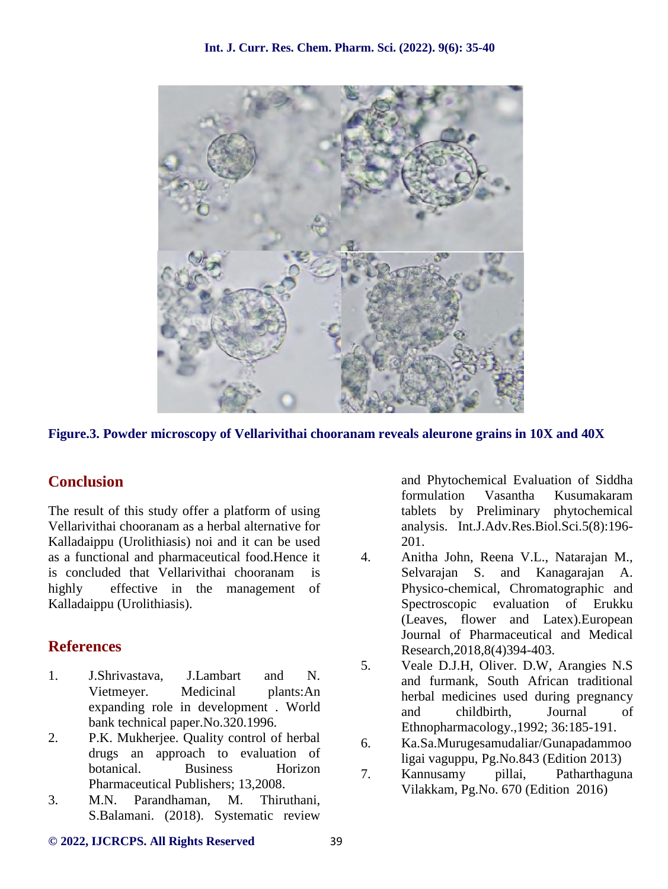**Figure.3. Powder microscopy of Vellarivithai chooranam reveals aleurone grains in 10X and 40X**

## Conclusion

The result of this study offer a platform of using Vellarivithai chooranam as a herbal alternative for Kalladaippu (Urolithiasis) noi and it can be used as a functional and pharmaceutical food.Hence it is concluded that Vellarivithai chooranam is highly effective in the management of Kalladaippu (Urolithiasis).

## References

1. J.Shrivastava, J.Lambart and N. Vietmeyer. Medicinal plants:An expanding role in development . World bank technical paper.No.320.1996.
2. P.K. Mukherjee. Quality control of herbal drugs an approach to evaluation of botanical. Business Horizon Pharmaceutical Publishers; 13,2008.
3. M.N. Parandhaman, M. Thiruthani, S.Balamani. (2018). Systematic review and Phytochemical Evaluation of Siddha formulation Vasantha Kusumakaram tablets by Preliminary phytochemical analysis. Int.J.Adv.Res.Biol.Sci.5(8):196-201.
4. Anitha John, Reena V.L., Natarajan M., Selvarajan S. and Kanagarajan A. Physico-chemical, Chromatographic and Spectroscopic evaluation of Erukku (Leaves, flower and Latex).European Journal of Pharmaceutical and Medical Research,2018,8(4)394-403.
5. Veale D.J.H, Oliver. D.W, Arangies N.S and furmank, South African traditional herbal medicines used during pregnancy and childbirth, Journal of Ethnopharmacology.,1992; 36:185-191.
6. Ka.Sa.Murugesamudaliar/Gunapadammooligai vaguppu, Pg.No.843 (Edition 2013)
7. Kannusamy pillai, Patharthaguna Vilakkam, Pg.No. 670 (Edition 2016)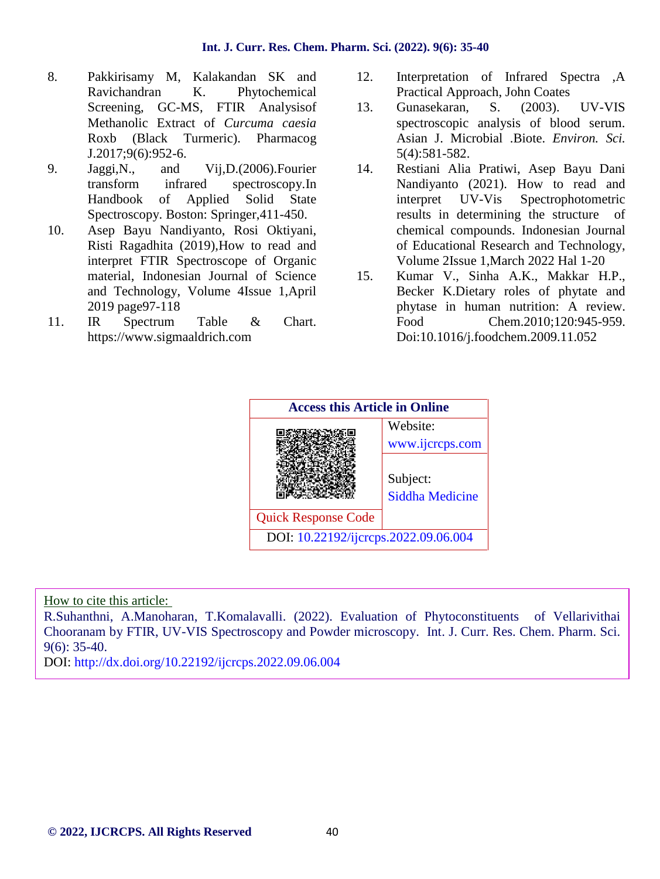8. Pakkirisamy M, Kalakandan SK and Ravichandran K. Phytochemical Screening, GC-MS, FTIR Analysisof Methanolic Extract of *Curcuma caesia* Roxb (Black Turmeric). Pharmacog J.2017;9(6):952-6.
9. Jaggi,N., and Vij,D.(2006).Fourier transform infrared spectroscopy.In Handbook of Applied Solid State Spectroscopy. Boston: Springer,411-450.
10. Asep Bayu Nandiyanto, Rosi Oktiyani, Risti Ragadhita (2019),How to read and interpret FTIR Spectroscope of Organic material, Indonesian Journal of Science and Technology, Volume 4Issue 1,April 2019 page97-118
11. IR Spectrum Table & Chart. https://www.sigmaaldrich.com
12. Interpretation of Infrared Spectra ,A Practical Approach, John Coates
13. Gunasekaran, S. (2003). UV-VIS spectroscopic analysis of blood serum. Asian J. Microbial .Biote. *Environ. Sci.* 5(4):581-582.
14. Restiani Alia Pratiwi, Asep Bayu Dani Nandiyanto (2021). How to read and interpret UV-Vis Spectrophotometric results in determining the structure of chemical compounds. Indonesian Journal of Educational Research and Technology, Volume 2Issue 1,March 2022 Hal 1-20
15. Kumar V., Sinha A.K., Makkar H.P., Becker K.Dietary roles of phytate and phytase in human nutrition: A review. Food Chem.2010;120:945-959. Doi:10.1016/j.foodchem.2009.11.052

| Access this Article in Online | |
|---|---|
| | Website: www.ijcrcps.com |
| | Subject: Siddha Medicine |
| Quick Response Code | |
| DOI: 10.22192/ijcrcps.2022.09.06.004 | |

How to cite this article:

R.Suhanthni, A.Manoharan, T.Komalavalli. (2022). Evaluation of Phytoconstituents of Vellarivithai Chooranam by FTIR, UV-VIS Spectroscopy and Powder microscopy. Int. J. Curr. Res. Chem. Pharm. Sci. 9(6): 35-40.

DOI: http://dx.doi.org/10.22192/ijcrcps.2022.09.06.004